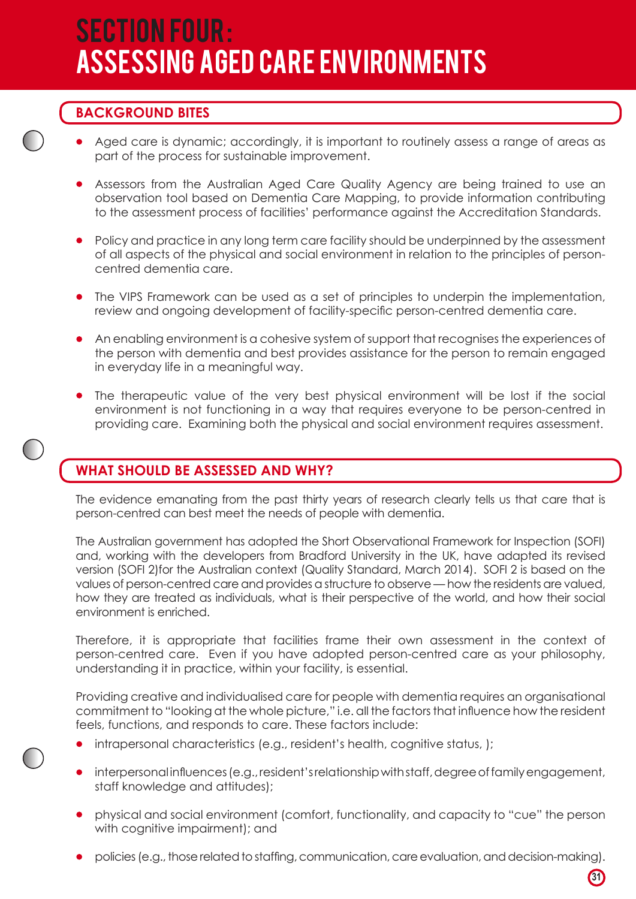# SECTION FOUR: ASSESSING AGED CARE ENVIRONMENTS

## BACKGROUND BITES

- Aged care is dynamic; accordingly, it is important to routinely assess a range of areas as part of the process for sustainable improvement.
- Assessors from the Australian Aged Care Quality Agency are being trained to use an observation tool based on Dementia Care Mapping, to provide information contributing to the assessment process of facilities' performance against the Accreditation Standards.
- Policy and practice in any long term care facility should be underpinned by the assessment of all aspects of the physical and social environment in relation to the principles of person-centred dementia care.
- The VIPS Framework can be used as a set of principles to underpin the implementation, review and ongoing development of facility-specific person-centred dementia care.
- An enabling environment is a cohesive system of support that recognises the experiences of the person with dementia and best provides assistance for the person to remain engaged in everyday life in a meaningful way.
- The therapeutic value of the very best physical environment will be lost if the social environment is not functioning in a way that requires everyone to be person-centred in providing care. Examining both the physical and social environment requires assessment.

## WHAT SHOULD BE ASSESSED AND WHY?

The evidence emanating from the past thirty years of research clearly tells us that care that is person-centred can best meet the needs of people with dementia.

The Australian government has adopted the Short Observational Framework for Inspection (SOFI) and, working with the developers from Bradford University in the UK, have adapted its revised version (SOFI 2)for the Australian context (Quality Standard, March 2014). SOFI 2 is based on the values of person-centred care and provides a structure to observe — how the residents are valued, how they are treated as individuals, what is their perspective of the world, and how their social environment is enriched.

Therefore, it is appropriate that facilities frame their own assessment in the context of person-centred care. Even if you have adopted person-centred care as your philosophy, understanding it in practice, within your facility, is essential.

Providing creative and individualised care for people with dementia requires an organisational commitment to "looking at the whole picture," i.e. all the factors that influence how the resident feels, functions, and responds to care. These factors include:

- intrapersonal characteristics (e.g., resident's health, cognitive status, );
- interpersonal influences (e.g., resident's relationship with staff, degree of family engagement, staff knowledge and attitudes);
- physical and social environment (comfort, functionality, and capacity to "cue" the person with cognitive impairment); and
- policies (e.g., those related to staffing, communication, care evaluation, and decision-making).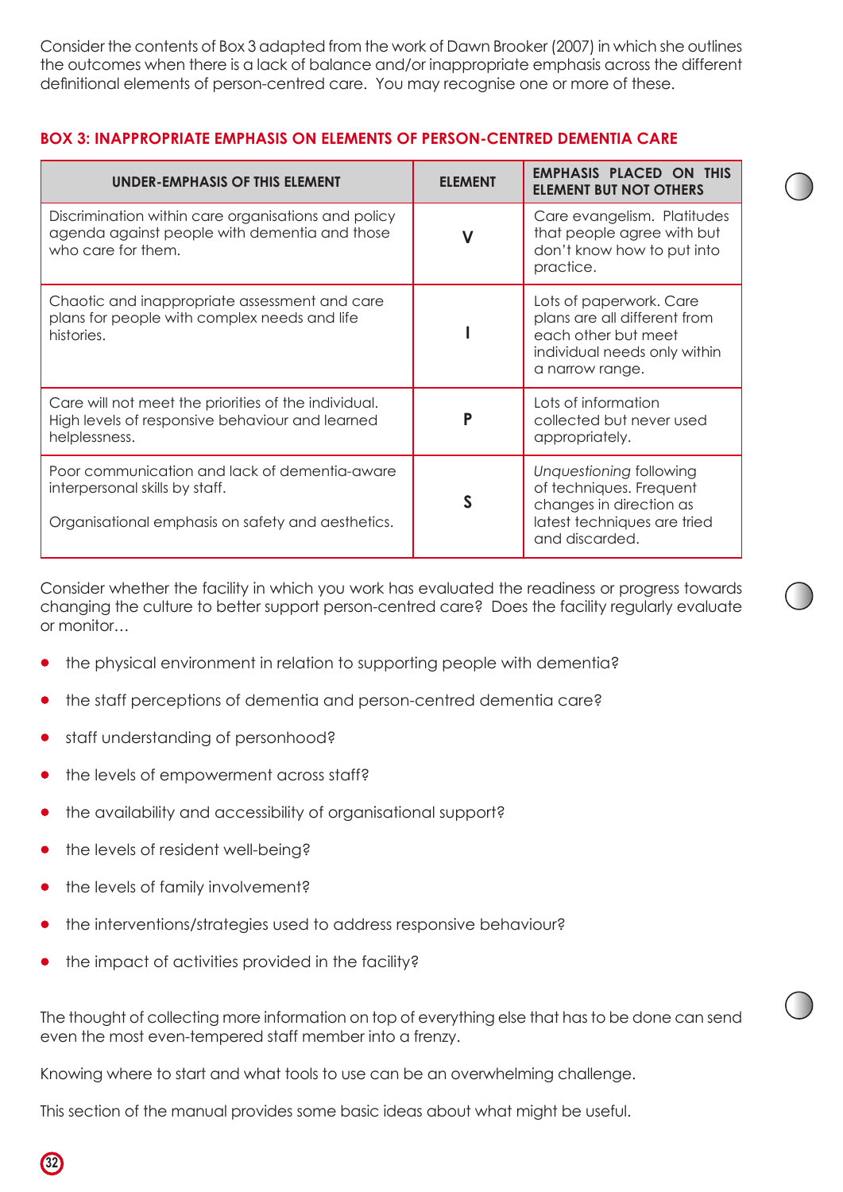Consider the contents of Box 3 adapted from the work of Dawn Brooker (2007) in which she outlines the outcomes when there is a lack of balance and/or inappropriate emphasis across the different definitional elements of person-centred care. You may recognise one or more of these.

### BOX 3: INAPPROPRIATE EMPHASIS ON ELEMENTS OF PERSON-CENTRED DEMENTIA CARE

| UNDER-EMPHASIS OF THIS ELEMENT | ELEMENT | EMPHASIS PLACED ON THIS ELEMENT BUT NOT OTHERS |
| --- | --- | --- |
| Discrimination within care organisations and policy agenda against people with dementia and those who care for them. | V | Care evangelism. Platitudes that people agree with but don't know how to put into practice. |
| Chaotic and inappropriate assessment and care plans for people with complex needs and life histories. | I | Lots of paperwork. Care plans are all different from each other but meet individual needs only within a narrow range. |
| Care will not meet the priorities of the individual. High levels of responsive behaviour and learned helplessness. | P | Lots of information collected but never used appropriately. |
| Poor communication and lack of dementia-aware interpersonal skills by staff. Organisational emphasis on safety and aesthetics. | S | *Unquestioning* following of techniques. Frequent changes in direction as latest techniques are tried and discarded. |

Consider whether the facility in which you work has evaluated the readiness or progress towards changing the culture to better support person-centred care? Does the facility regularly evaluate or monitor…

- the physical environment in relation to supporting people with dementia?
- the staff perceptions of dementia and person-centred dementia care?
- staff understanding of personhood?
- the levels of empowerment across staff?
- the availability and accessibility of organisational support?
- the levels of resident well-being?
- the levels of family involvement?
- the interventions/strategies used to address responsive behaviour?
- the impact of activities provided in the facility?

The thought of collecting more information on top of everything else that has to be done can send even the most even-tempered staff member into a frenzy.

Knowing where to start and what tools to use can be an overwhelming challenge.

This section of the manual provides some basic ideas about what might be useful.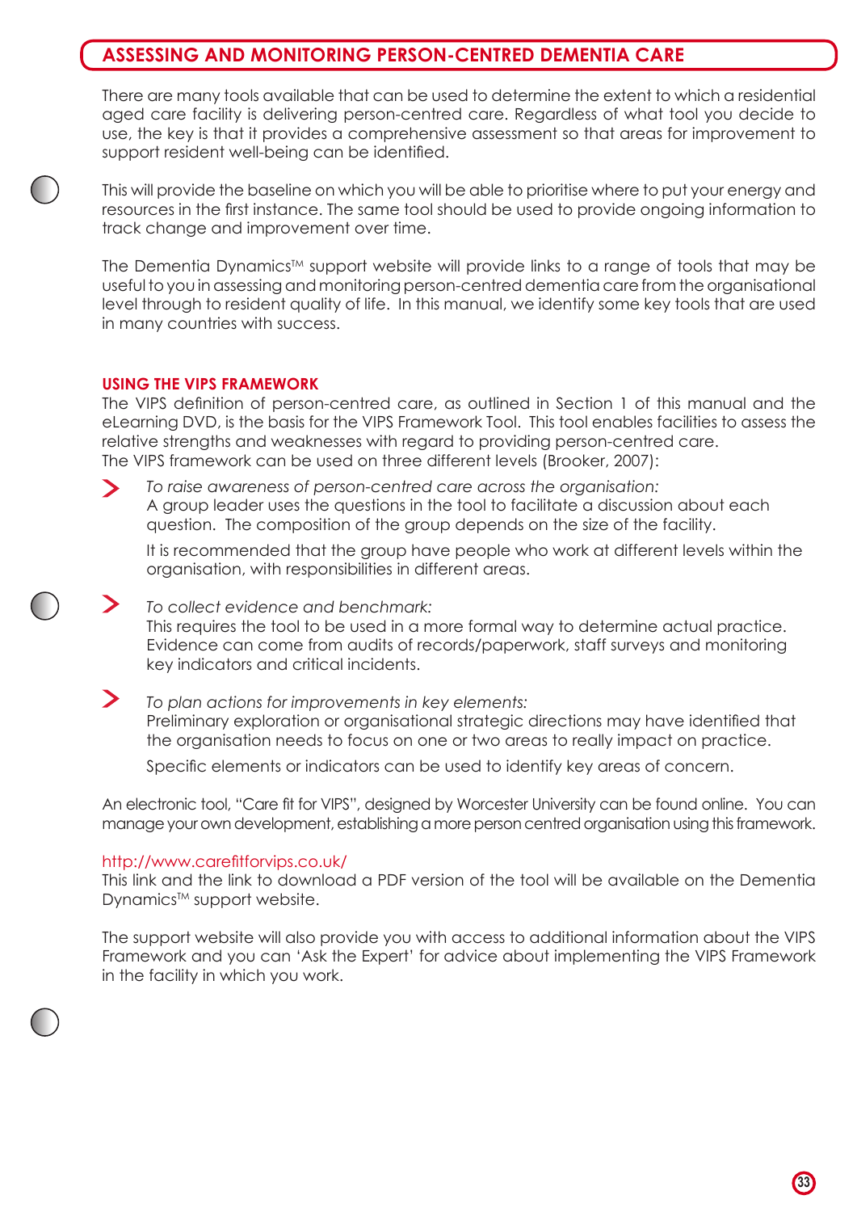## ASSESSING AND MONITORING PERSON-CENTRED DEMENTIA CARE

There are many tools available that can be used to determine the extent to which a residential aged care facility is delivering person-centred care. Regardless of what tool you decide to use, the key is that it provides a comprehensive assessment so that areas for improvement to support resident well-being can be identified.

This will provide the baseline on which you will be able to prioritise where to put your energy and resources in the first instance. The same tool should be used to provide ongoing information to track change and improvement over time.

The Dementia Dynamics™ support website will provide links to a range of tools that may be useful to you in assessing and monitoring person-centred dementia care from the organisational level through to resident quality of life. In this manual, we identify some key tools that are used in many countries with success.

### USING THE VIPS FRAMEWORK

The VIPS definition of person-centred care, as outlined in Section 1 of this manual and the eLearning DVD, is the basis for the VIPS Framework Tool. This tool enables facilities to assess the relative strengths and weaknesses with regard to providing person-centred care.
The VIPS framework can be used on three different levels (Brooker, 2007):

- *To raise awareness of person-centred care across the organisation:*
  A group leader uses the questions in the tool to facilitate a discussion about each question. The composition of the group depends on the size of the facility.

  It is recommended that the group have people who work at different levels within the organisation, with responsibilities in different areas.

- *To collect evidence and benchmark:*
  This requires the tool to be used in a more formal way to determine actual practice. Evidence can come from audits of records/paperwork, staff surveys and monitoring key indicators and critical incidents.

- *To plan actions for improvements in key elements:*
  Preliminary exploration or organisational strategic directions may have identified that the organisation needs to focus on one or two areas to really impact on practice.

  Specific elements or indicators can be used to identify key areas of concern.

An electronic tool, "Care fit for VIPS", designed by Worcester University can be found online. You can manage your own development, establishing a more person centred organisation using this framework.

http://www.carefitforvips.co.uk/
This link and the link to download a PDF version of the tool will be available on the Dementia Dynamics™ support website.

The support website will also provide you with access to additional information about the VIPS Framework and you can 'Ask the Expert' for advice about implementing the VIPS Framework in the facility in which you work.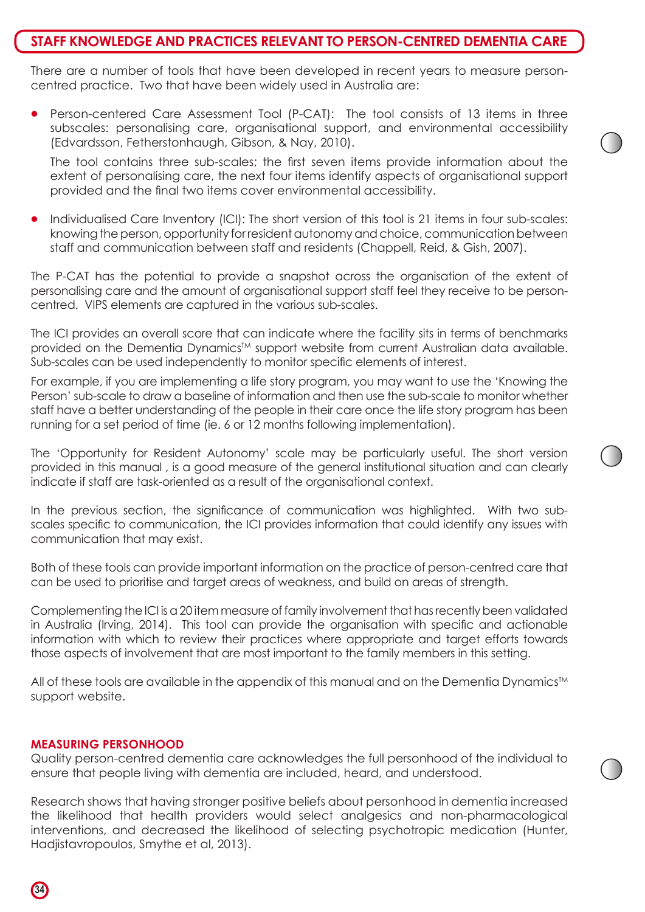## STAFF KNOWLEDGE AND PRACTICES RELEVANT TO PERSON-CENTRED DEMENTIA CARE

There are a number of tools that have been developed in recent years to measure person-centred practice. Two that have been widely used in Australia are:

- Person-centered Care Assessment Tool (P-CAT): The tool consists of 13 items in three subscales: personalising care, organisational support, and environmental accessibility (Edvardsson, Fetherstonhaugh, Gibson, & Nay, 2010).

  The tool contains three sub-scales; the first seven items provide information about the extent of personalising care, the next four items identify aspects of organisational support provided and the final two items cover environmental accessibility.

- Individualised Care Inventory (ICI): The short version of this tool is 21 items in four sub-scales: knowing the person, opportunity for resident autonomy and choice, communication between staff and communication between staff and residents (Chappell, Reid, & Gish, 2007).

The P-CAT has the potential to provide a snapshot across the organisation of the extent of personalising care and the amount of organisational support staff feel they receive to be person-centred. VIPS elements are captured in the various sub-scales.

The ICI provides an overall score that can indicate where the facility sits in terms of benchmarks provided on the Dementia Dynamics™ support website from current Australian data available. Sub-scales can be used independently to monitor specific elements of interest.

For example, if you are implementing a life story program, you may want to use the 'Knowing the Person' sub-scale to draw a baseline of information and then use the sub-scale to monitor whether staff have a better understanding of the people in their care once the life story program has been running for a set period of time (ie. 6 or 12 months following implementation).

The 'Opportunity for Resident Autonomy' scale may be particularly useful. The short version provided in this manual , is a good measure of the general institutional situation and can clearly indicate if staff are task-oriented as a result of the organisational context.

In the previous section, the significance of communication was highlighted. With two sub-scales specific to communication, the ICI provides information that could identify any issues with communication that may exist.

Both of these tools can provide important information on the practice of person-centred care that can be used to prioritise and target areas of weakness, and build on areas of strength.

Complementing the ICI is a 20 item measure of family involvement that has recently been validated in Australia (Irving, 2014). This tool can provide the organisation with specific and actionable information with which to review their practices where appropriate and target efforts towards those aspects of involvement that are most important to the family members in this setting.

All of these tools are available in the appendix of this manual and on the Dementia Dynamics™ support website.

### MEASURING PERSONHOOD

Quality person-centred dementia care acknowledges the full personhood of the individual to ensure that people living with dementia are included, heard, and understood.

Research shows that having stronger positive beliefs about personhood in dementia increased the likelihood that health providers would select analgesics and non-pharmacological interventions, and decreased the likelihood of selecting psychotropic medication (Hunter, Hadjistavropoulos, Smythe et al, 2013).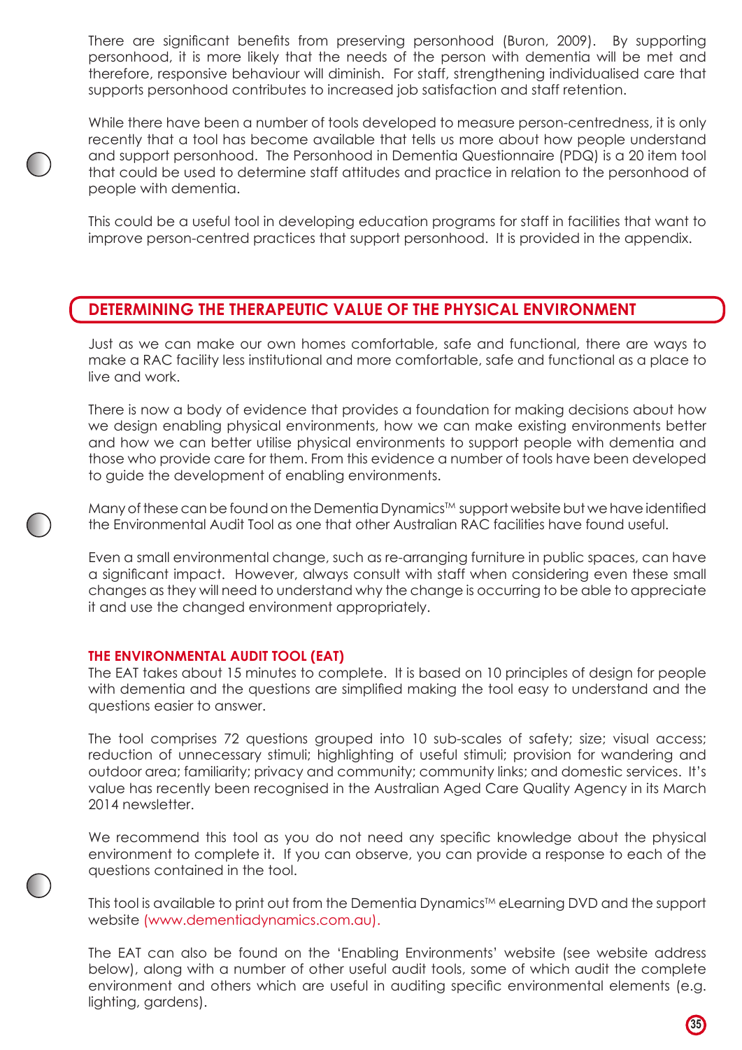There are significant benefits from preserving personhood (Buron, 2009). By supporting personhood, it is more likely that the needs of the person with dementia will be met and therefore, responsive behaviour will diminish. For staff, strengthening individualised care that supports personhood contributes to increased job satisfaction and staff retention.

While there have been a number of tools developed to measure person-centredness, it is only recently that a tool has become available that tells us more about how people understand and support personhood. The Personhood in Dementia Questionnaire (PDQ) is a 20 item tool that could be used to determine staff attitudes and practice in relation to the personhood of people with dementia.

This could be a useful tool in developing education programs for staff in facilities that want to improve person-centred practices that support personhood. It is provided in the appendix.

## DETERMINING THE THERAPEUTIC VALUE OF THE PHYSICAL ENVIRONMENT

Just as we can make our own homes comfortable, safe and functional, there are ways to make a RAC facility less institutional and more comfortable, safe and functional as a place to live and work.

There is now a body of evidence that provides a foundation for making decisions about how we design enabling physical environments, how we can make existing environments better and how we can better utilise physical environments to support people with dementia and those who provide care for them. From this evidence a number of tools have been developed to guide the development of enabling environments.

Many of these can be found on the Dementia Dynamics™ support website but we have identified the Environmental Audit Tool as one that other Australian RAC facilities have found useful.

Even a small environmental change, such as re-arranging furniture in public spaces, can have a significant impact. However, always consult with staff when considering even these small changes as they will need to understand why the change is occurring to be able to appreciate it and use the changed environment appropriately.

### THE ENVIRONMENTAL AUDIT TOOL (EAT)

The EAT takes about 15 minutes to complete. It is based on 10 principles of design for people with dementia and the questions are simplified making the tool easy to understand and the questions easier to answer.

The tool comprises 72 questions grouped into 10 sub-scales of safety; size; visual access; reduction of unnecessary stimuli; highlighting of useful stimuli; provision for wandering and outdoor area; familiarity; privacy and community; community links; and domestic services. It's value has recently been recognised in the Australian Aged Care Quality Agency in its March 2014 newsletter.

We recommend this tool as you do not need any specific knowledge about the physical environment to complete it. If you can observe, you can provide a response to each of the questions contained in the tool.

This tool is available to print out from the Dementia Dynamics™ eLearning DVD and the support website (www.dementiadynamics.com.au).

The EAT can also be found on the 'Enabling Environments' website (see website address below), along with a number of other useful audit tools, some of which audit the complete environment and others which are useful in auditing specific environmental elements (e.g. lighting, gardens).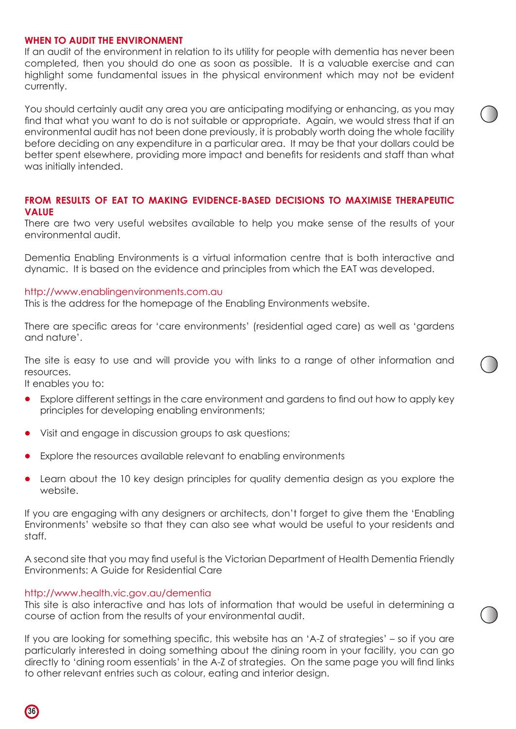### WHEN TO AUDIT THE ENVIRONMENT

If an audit of the environment in relation to its utility for people with dementia has never been completed, then you should do one as soon as possible. It is a valuable exercise and can highlight some fundamental issues in the physical environment which may not be evident currently.

You should certainly audit any area you are anticipating modifying or enhancing, as you may find that what you want to do is not suitable or appropriate. Again, we would stress that if an environmental audit has not been done previously, it is probably worth doing the whole facility before deciding on any expenditure in a particular area. It may be that your dollars could be better spent elsewhere, providing more impact and benefits for residents and staff than what was initially intended.

### FROM RESULTS OF EAT TO MAKING EVIDENCE-BASED DECISIONS TO MAXIMISE THERAPEUTIC VALUE

There are two very useful websites available to help you make sense of the results of your environmental audit.

Dementia Enabling Environments is a virtual information centre that is both interactive and dynamic. It is based on the evidence and principles from which the EAT was developed.

http://www.enablingenvironments.com.au
This is the address for the homepage of the Enabling Environments website.

There are specific areas for 'care environments' (residential aged care) as well as 'gardens and nature'.

The site is easy to use and will provide you with links to a range of other information and resources.
It enables you to:

- Explore different settings in the care environment and gardens to find out how to apply key principles for developing enabling environments;
- Visit and engage in discussion groups to ask questions;
- Explore the resources available relevant to enabling environments
- Learn about the 10 key design principles for quality dementia design as you explore the website.

If you are engaging with any designers or architects, don't forget to give them the 'Enabling Environments' website so that they can also see what would be useful to your residents and staff.

A second site that you may find useful is the Victorian Department of Health Dementia Friendly Environments: A Guide for Residential Care

http://www.health.vic.gov.au/dementia
This site is also interactive and has lots of information that would be useful in determining a course of action from the results of your environmental audit.

If you are looking for something specific, this website has an 'A-Z of strategies' – so if you are particularly interested in doing something about the dining room in your facility, you can go directly to 'dining room essentials' in the A-Z of strategies. On the same page you will find links to other relevant entries such as colour, eating and interior design.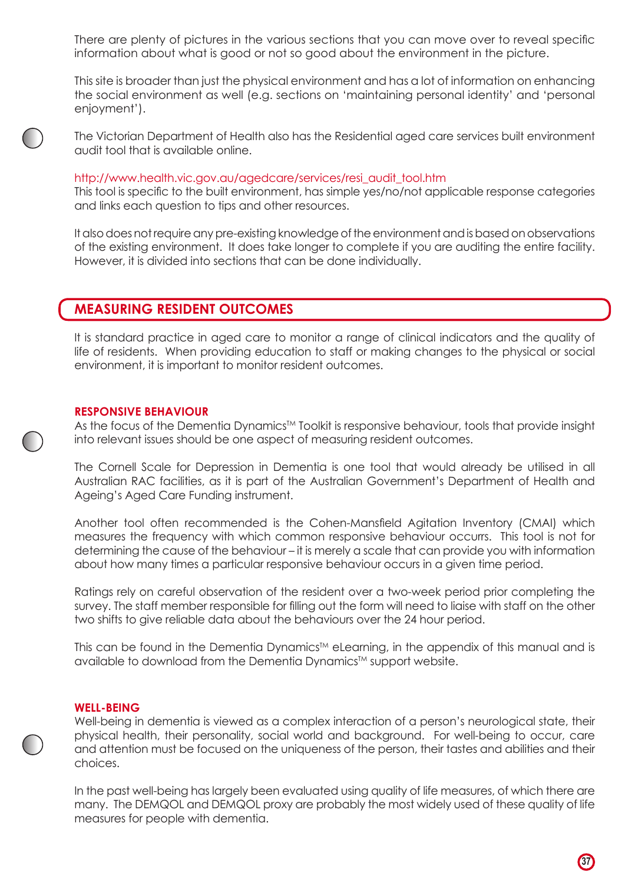There are plenty of pictures in the various sections that you can move over to reveal specific information about what is good or not so good about the environment in the picture.

This site is broader than just the physical environment and has a lot of information on enhancing the social environment as well (e.g. sections on 'maintaining personal identity' and 'personal enjoyment').

The Victorian Department of Health also has the Residential aged care services built environment audit tool that is available online.

http://www.health.vic.gov.au/agedcare/services/resi_audit_tool.htm
This tool is specific to the built environment, has simple yes/no/not applicable response categories and links each question to tips and other resources.

It also does not require any pre-existing knowledge of the environment and is based on observations of the existing environment. It does take longer to complete if you are auditing the entire facility. However, it is divided into sections that can be done individually.

## MEASURING RESIDENT OUTCOMES

It is standard practice in aged care to monitor a range of clinical indicators and the quality of life of residents. When providing education to staff or making changes to the physical or social environment, it is important to monitor resident outcomes.

### RESPONSIVE BEHAVIOUR

As the focus of the Dementia Dynamics™ Toolkit is responsive behaviour, tools that provide insight into relevant issues should be one aspect of measuring resident outcomes.

The Cornell Scale for Depression in Dementia is one tool that would already be utilised in all Australian RAC facilities, as it is part of the Australian Government's Department of Health and Ageing's Aged Care Funding instrument.

Another tool often recommended is the Cohen-Mansfield Agitation Inventory (CMAI) which measures the frequency with which common responsive behaviour occurrs. This tool is not for determining the cause of the behaviour – it is merely a scale that can provide you with information about how many times a particular responsive behaviour occurs in a given time period.

Ratings rely on careful observation of the resident over a two-week period prior completing the survey. The staff member responsible for filling out the form will need to liaise with staff on the other two shifts to give reliable data about the behaviours over the 24 hour period.

This can be found in the Dementia Dynamics™ eLearning, in the appendix of this manual and is available to download from the Dementia Dynamics™ support website.

### WELL-BEING

Well-being in dementia is viewed as a complex interaction of a person's neurological state, their physical health, their personality, social world and background. For well-being to occur, care and attention must be focused on the uniqueness of the person, their tastes and abilities and their choices.

In the past well-being has largely been evaluated using quality of life measures, of which there are many. The DEMQOL and DEMQOL proxy are probably the most widely used of these quality of life measures for people with dementia.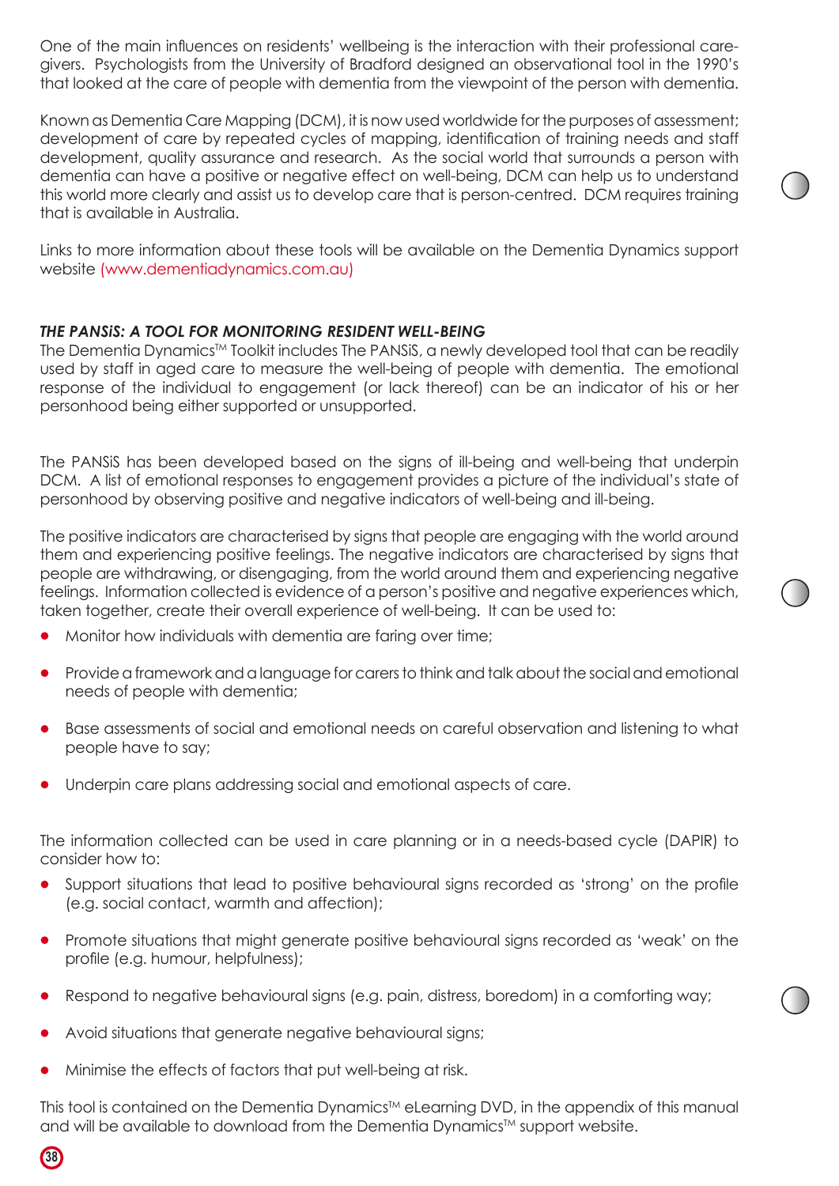One of the main influences on residents' wellbeing is the interaction with their professional care-givers. Psychologists from the University of Bradford designed an observational tool in the 1990's that looked at the care of people with dementia from the viewpoint of the person with dementia.

Known as Dementia Care Mapping (DCM), it is now used worldwide for the purposes of assessment; development of care by repeated cycles of mapping, identification of training needs and staff development, quality assurance and research. As the social world that surrounds a person with dementia can have a positive or negative effect on well-being, DCM can help us to understand this world more clearly and assist us to develop care that is person-centred. DCM requires training that is available in Australia.

Links to more information about these tools will be available on the Dementia Dynamics support website (www.dementiadynamics.com.au)

***THE PANSiS: A TOOL FOR MONITORING RESIDENT WELL-BEING***

The Dementia Dynamics™ Toolkit includes The PANSiS, a newly developed tool that can be readily used by staff in aged care to measure the well-being of people with dementia. The emotional response of the individual to engagement (or lack thereof) can be an indicator of his or her personhood being either supported or unsupported.

The PANSiS has been developed based on the signs of ill-being and well-being that underpin DCM. A list of emotional responses to engagement provides a picture of the individual's state of personhood by observing positive and negative indicators of well-being and ill-being.

The positive indicators are characterised by signs that people are engaging with the world around them and experiencing positive feelings. The negative indicators are characterised by signs that people are withdrawing, or disengaging, from the world around them and experiencing negative feelings. Information collected is evidence of a person's positive and negative experiences which, taken together, create their overall experience of well-being. It can be used to:

- Monitor how individuals with dementia are faring over time;
- Provide a framework and a language for carers to think and talk about the social and emotional needs of people with dementia;
- Base assessments of social and emotional needs on careful observation and listening to what people have to say;
- Underpin care plans addressing social and emotional aspects of care.

The information collected can be used in care planning or in a needs-based cycle (DAPIR) to consider how to:

- Support situations that lead to positive behavioural signs recorded as 'strong' on the profile (e.g. social contact, warmth and affection);
- Promote situations that might generate positive behavioural signs recorded as 'weak' on the profile (e.g. humour, helpfulness);
- Respond to negative behavioural signs (e.g. pain, distress, boredom) in a comforting way;
- Avoid situations that generate negative behavioural signs;
- Minimise the effects of factors that put well-being at risk.

This tool is contained on the Dementia Dynamics™ eLearning DVD, in the appendix of this manual and will be available to download from the Dementia Dynamics™ support website.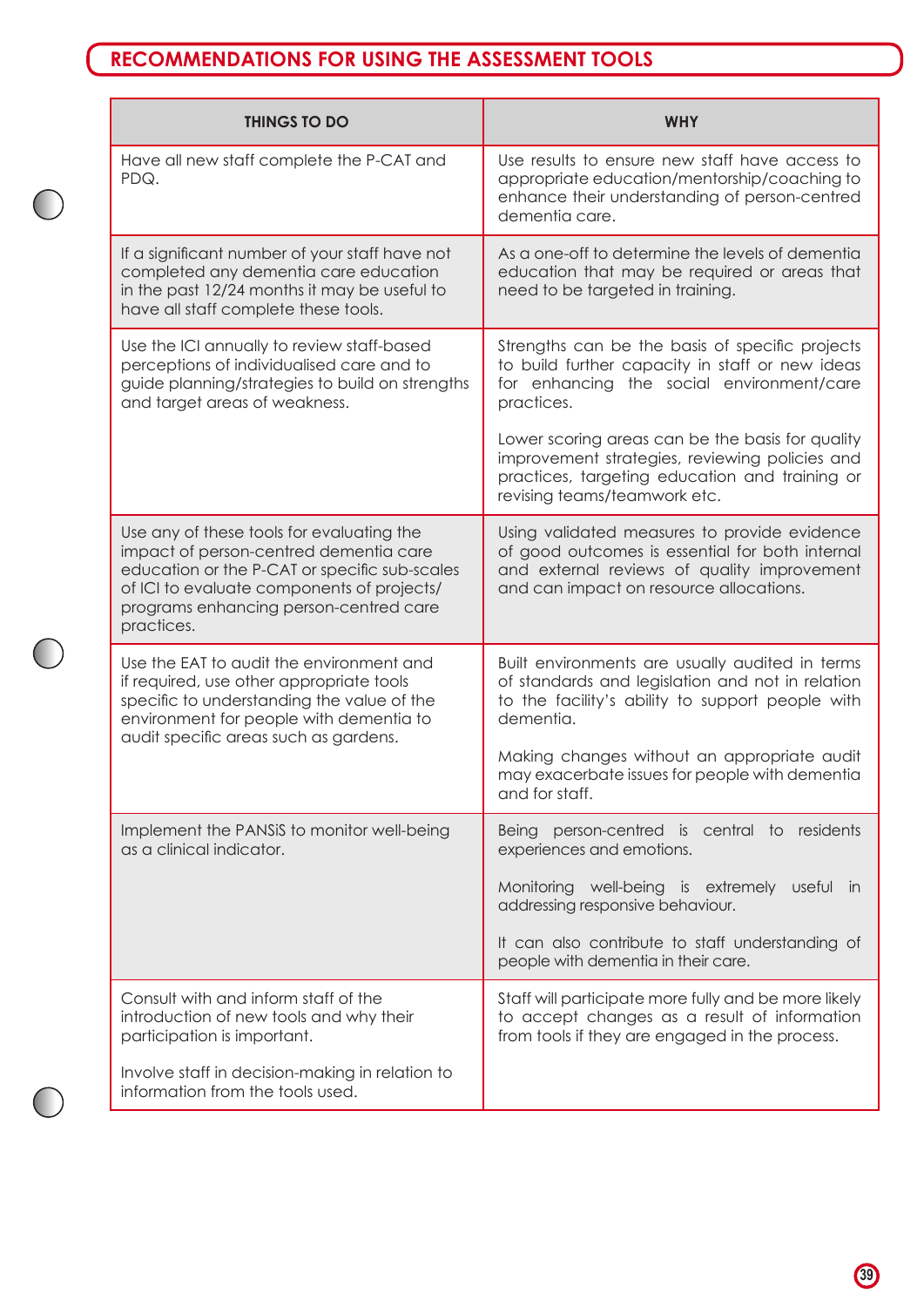## RECOMMENDATIONS FOR USING THE ASSESSMENT TOOLS

| THINGS TO DO | WHY |
|---|---|
| Have all new staff complete the P-CAT and PDQ. | Use results to ensure new staff have access to appropriate education/mentorship/coaching to enhance their understanding of person-centred dementia care. |
| If a significant number of your staff have not completed any dementia care education in the past 12/24 months it may be useful to have all staff complete these tools. | As a one-off to determine the levels of dementia education that may be required or areas that need to be targeted in training. |
| Use the ICI annually to review staff-based perceptions of individualised care and to guide planning/strategies to build on strengths and target areas of weakness. | Strengths can be the basis of specific projects to build further capacity in staff or new ideas for enhancing the social environment/care practices.<br><br>Lower scoring areas can be the basis for quality improvement strategies, reviewing policies and practices, targeting education and training or revising teams/teamwork etc. |
| Use any of these tools for evaluating the impact of person-centred dementia care education or the P-CAT or specific sub-scales of ICI to evaluate components of projects/programs enhancing person-centred care practices. | Using validated measures to provide evidence of good outcomes is essential for both internal and external reviews of quality improvement and can impact on resource allocations. |
| Use the EAT to audit the environment and if required, use other appropriate tools specific to understanding the value of the environment for people with dementia to audit specific areas such as gardens. | Built environments are usually audited in terms of standards and legislation and not in relation to the facility's ability to support people with dementia.<br><br>Making changes without an appropriate audit may exacerbate issues for people with dementia and for staff. |
| Implement the PANSiS to monitor well-being as a clinical indicator. | Being person-centred is central to residents experiences and emotions.<br><br>Monitoring well-being is extremely useful in addressing responsive behaviour.<br><br>It can also contribute to staff understanding of people with dementia in their care. |
| Consult with and inform staff of the introduction of new tools and why their participation is important.<br><br>Involve staff in decision-making in relation to information from the tools used. | Staff will participate more fully and be more likely to accept changes as a result of information from tools if they are engaged in the process. |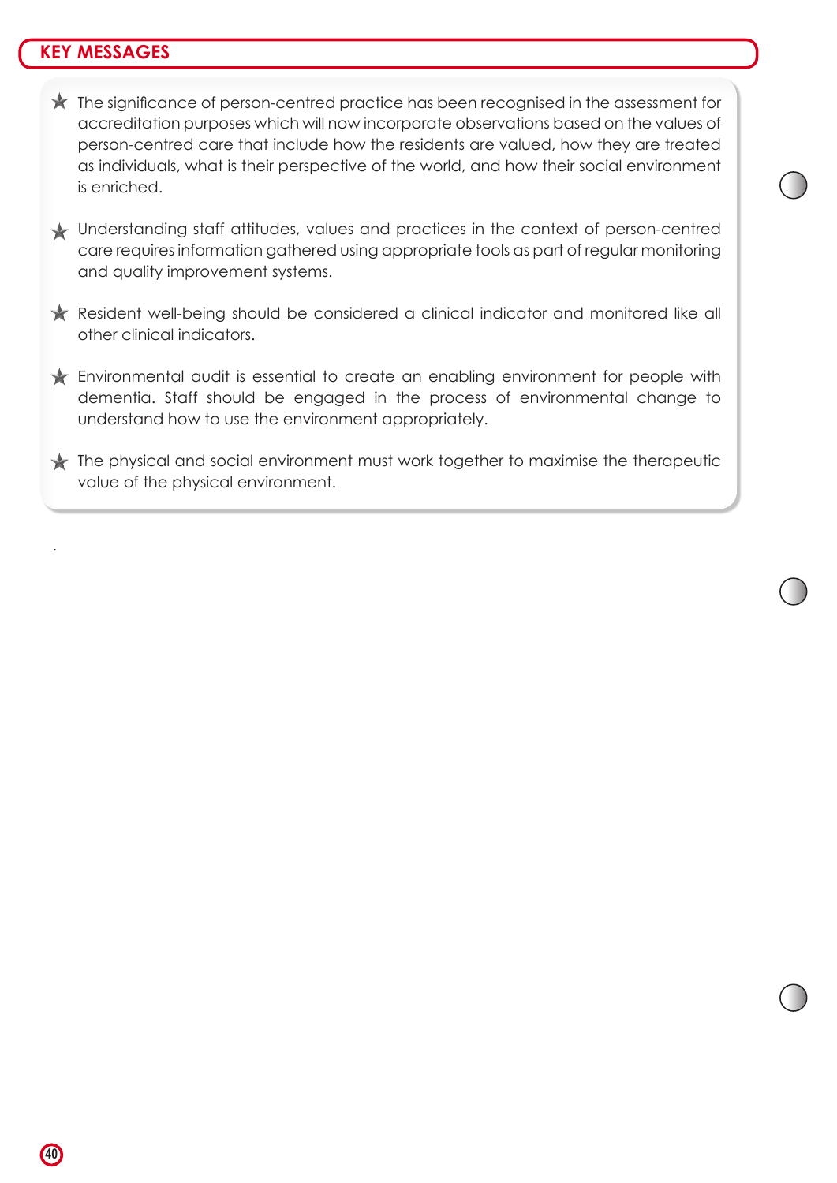## KEY MESSAGES

- The significance of person-centred practice has been recognised in the assessment for accreditation purposes which will now incorporate observations based on the values of person-centred care that include how the residents are valued, how they are treated as individuals, what is their perspective of the world, and how their social environment is enriched.

- Understanding staff attitudes, values and practices in the context of person-centred care requires information gathered using appropriate tools as part of regular monitoring and quality improvement systems.

- Resident well-being should be considered a clinical indicator and monitored like all other clinical indicators.

- Environmental audit is essential to create an enabling environment for people with dementia. Staff should be engaged in the process of environmental change to understand how to use the environment appropriately.

- The physical and social environment must work together to maximise the therapeutic value of the physical environment.